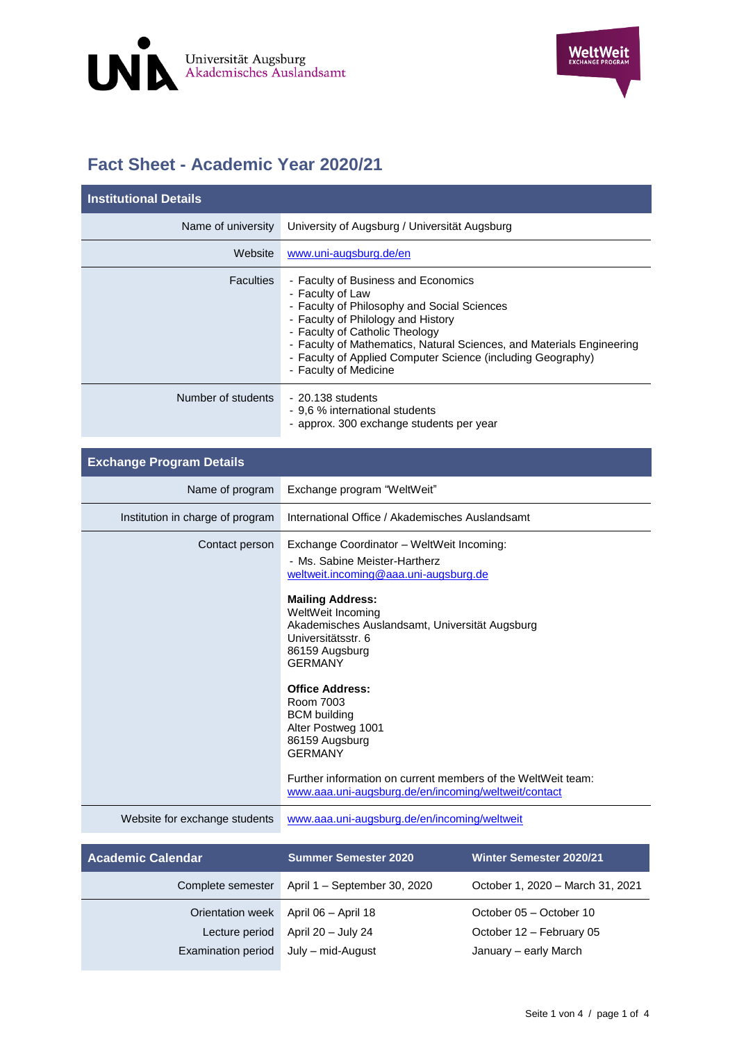Universität Augsburg
Akademisches Auslandsamt

# Fact Sheet - Academic Year 2020/21

| Institutional Details | |
|---|---|
| Name of university | University of Augsburg / Universität Augsburg |
| Website | www.uni-augsburg.de/en |
| Faculties | - Faculty of Business and Economics<br>- Faculty of Law<br>- Faculty of Philosophy and Social Sciences<br>- Faculty of Philology and History<br>- Faculty of Catholic Theology<br>- Faculty of Mathematics, Natural Sciences, and Materials Engineering<br>- Faculty of Applied Computer Science (including Geography)<br>- Faculty of Medicine |
| Number of students | - 20.138 students<br>- 9,6 % international students<br>- approx. 300 exchange students per year |

| Exchange Program Details | |
|---|---|
| Name of program | Exchange program "WeltWeit" |
| Institution in charge of program | International Office / Akademisches Auslandsamt |
| Contact person | Exchange Coordinator – WeltWeit Incoming:<br>- Ms. Sabine Meister-Hartherz<br>weltweit.incoming@aaa.uni-augsburg.de<br><br>**Mailing Address:**<br>WeltWeit Incoming<br>Akademisches Auslandsamt, Universität Augsburg<br>Universitätsstr. 6<br>86159 Augsburg<br>GERMANY<br><br>**Office Address:**<br>Room 7003<br>BCM building<br>Alter Postweg 1001<br>86159 Augsburg<br>GERMANY<br><br>Further information on current members of the WeltWeit team:<br>www.aaa.uni-augsburg.de/en/incoming/weltweit/contact |
| Website for exchange students | www.aaa.uni-augsburg.de/en/incoming/weltweit |

| Academic Calendar | Summer Semester 2020 | Winter Semester 2020/21 |
|---|---|---|
| Complete semester | April 1 – September 30, 2020 | October 1, 2020 – March 31, 2021 |
| Orientation week | April 06 – April 18 | October 05 – October 10 |
| Lecture period | April 20 – July 24 | October 12 – February 05 |
| Examination period | July – mid-August | January – early March |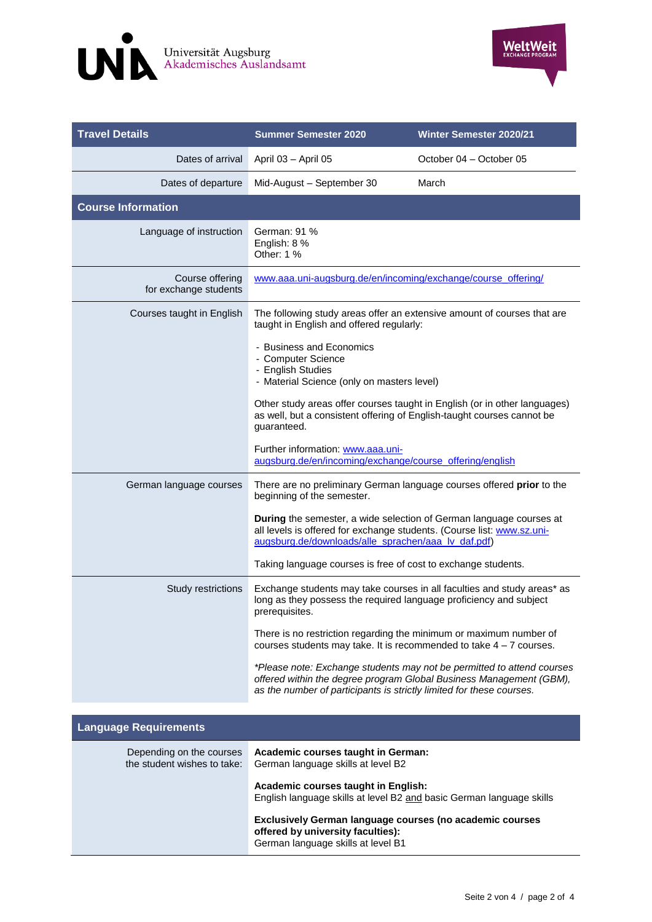Universität Augsburg
Akademisches Auslandsamt

WeltWeit EXCHANGE PROGRAM

| Travel Details | Summer Semester 2020 | Winter Semester 2020/21 |
|---|---|---|
| Dates of arrival | April 03 – April 05 | October 04 – October 05 |
| Dates of departure | Mid-August – September 30 | March |

## Course Information

| | |
|---|---|
| Language of instruction | German: 91 %<br>English: 8 %<br>Other: 1 % |
| Course offering for exchange students | www.aaa.uni-augsburg.de/en/incoming/exchange/course_offering/ |
| Courses taught in English | The following study areas offer an extensive amount of courses that are taught in English and offered regularly:<br><br>- Business and Economics<br>- Computer Science<br>- English Studies<br>- Material Science (only on masters level)<br><br>Other study areas offer courses taught in English (or in other languages) as well, but a consistent offering of English-taught courses cannot be guaranteed.<br><br>Further information: www.aaa.uni-augsburg.de/en/incoming/exchange/course_offering/english |
| German language courses | There are no preliminary German language courses offered **prior** to the beginning of the semester.<br><br>**During** the semester, a wide selection of German language courses at all levels is offered for exchange students. (Course list: www.sz.uni-augsburg.de/downloads/alle_sprachen/aaa_lv_daf.pdf)<br><br>Taking language courses is free of cost to exchange students. |
| Study restrictions | Exchange students may take courses in all faculties and study areas* as long as they possess the required language proficiency and subject prerequisites.<br><br>There is no restriction regarding the minimum or maximum number of courses students may take. It is recommended to take 4 – 7 courses.<br><br>*\*Please note: Exchange students may not be permitted to attend courses offered within the degree program Global Business Management (GBM), as the number of participants is strictly limited for these courses.* |

## Language Requirements

| | |
|---|---|
| Depending on the courses the student wishes to take: | **Academic courses taught in German:**<br>German language skills at level B2<br><br>**Academic courses taught in English:**<br>English language skills at level B2 and basic German language skills<br><br>**Exclusively German language courses (no academic courses offered by university faculties):**<br>German language skills at level B1 |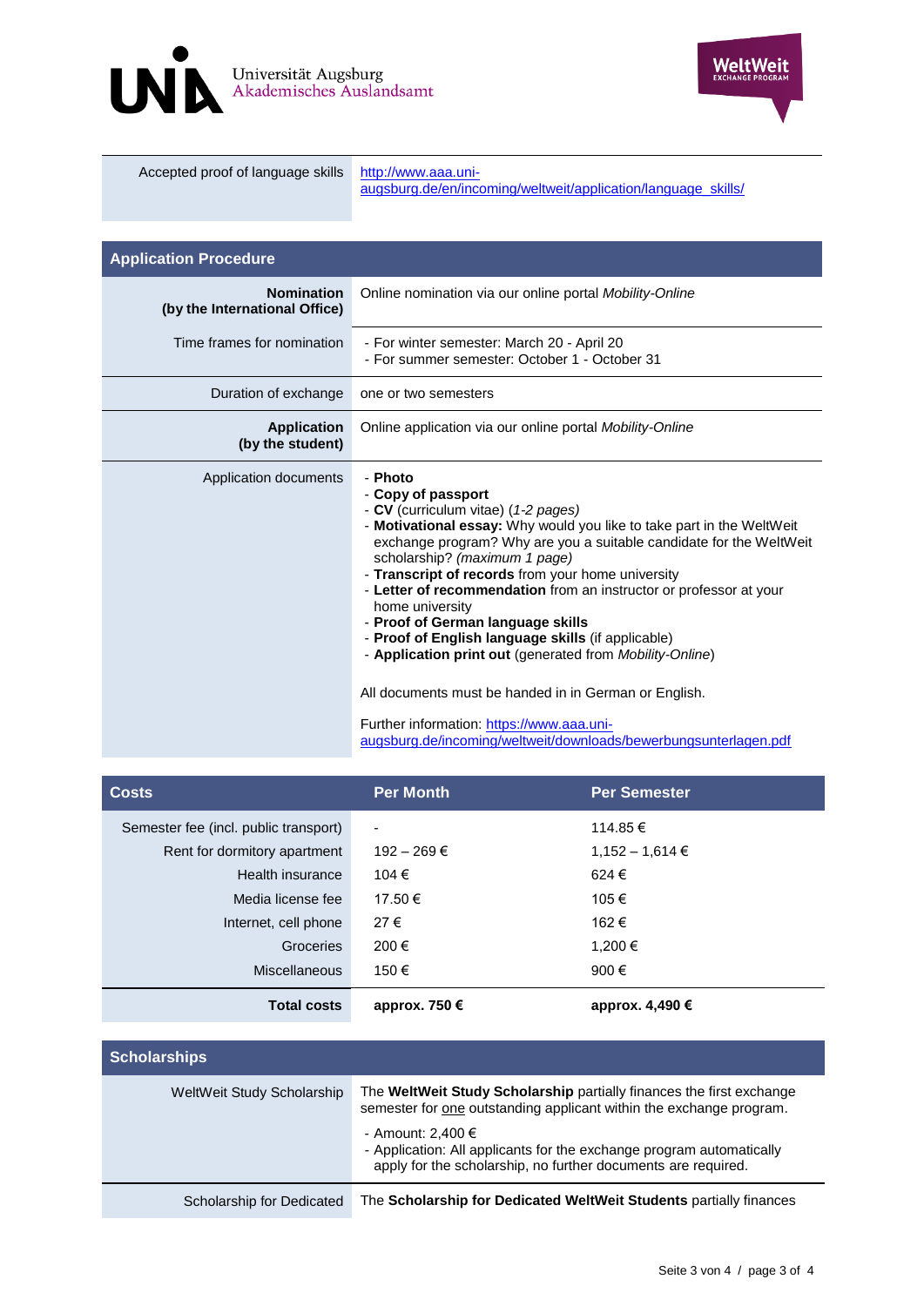| | |
|---|---|
| Accepted proof of language skills | [http://www.aaa.uni-augsburg.de/en/incoming/weltweit/application/language_skills/](http://www.aaa.uni-augsburg.de/en/incoming/weltweit/application/language_skills/) |

## Application Procedure

| | |
|---|---|
| **Nomination (by the International Office)** | Online nomination via our online portal *Mobility-Online* |
| Time frames for nomination | - For winter semester: March 20 - April 20<br>- For summer semester: October 1 - October 31 |
| Duration of exchange | one or two semesters |
| **Application (by the student)** | Online application via our online portal *Mobility-Online* |
| Application documents | - **Photo**<br>- **Copy of passport**<br>- **CV** (curriculum vitae) (*1-2 pages*)<br>- **Motivational essay:** Why would you like to take part in the WeltWeit exchange program? Why are you a suitable candidate for the WeltWeit scholarship? (*maximum 1 page*)<br>- **Transcript of records** from your home university<br>- **Letter of recommendation** from an instructor or professor at your home university<br>- **Proof of German language skills**<br>- **Proof of English language skills** (if applicable)<br>- **Application print out** (generated from *Mobility-Online*)<br><br>All documents must be handed in in German or English.<br><br>Further information: [https://www.aaa.uni-augsburg.de/incoming/weltweit/downloads/bewerbungsunterlagen.pdf](https://www.aaa.uni-augsburg.de/incoming/weltweit/downloads/bewerbungsunterlagen.pdf) |

## Costs

| Costs | Per Month | Per Semester |
|---|---|---|
| Semester fee (incl. public transport) | - | 114.85 € |
| Rent for dormitory apartment | 192 – 269 € | 1,152 – 1,614 € |
| Health insurance | 104 € | 624 € |
| Media license fee | 17.50 € | 105 € |
| Internet, cell phone | 27 € | 162 € |
| Groceries | 200 € | 1,200 € |
| Miscellaneous | 150 € | 900 € |
| **Total costs** | **approx. 750 €** | **approx. 4,490 €** |

## Scholarships

| | |
|---|---|
| WeltWeit Study Scholarship | The **WeltWeit Study Scholarship** partially finances the first exchange semester for one outstanding applicant within the exchange program.<br><br>- Amount: 2,400 €<br>- Application: All applicants for the exchange program automatically apply for the scholarship, no further documents are required. |
| Scholarship for Dedicated | The **Scholarship for Dedicated WeltWeit Students** partially finances |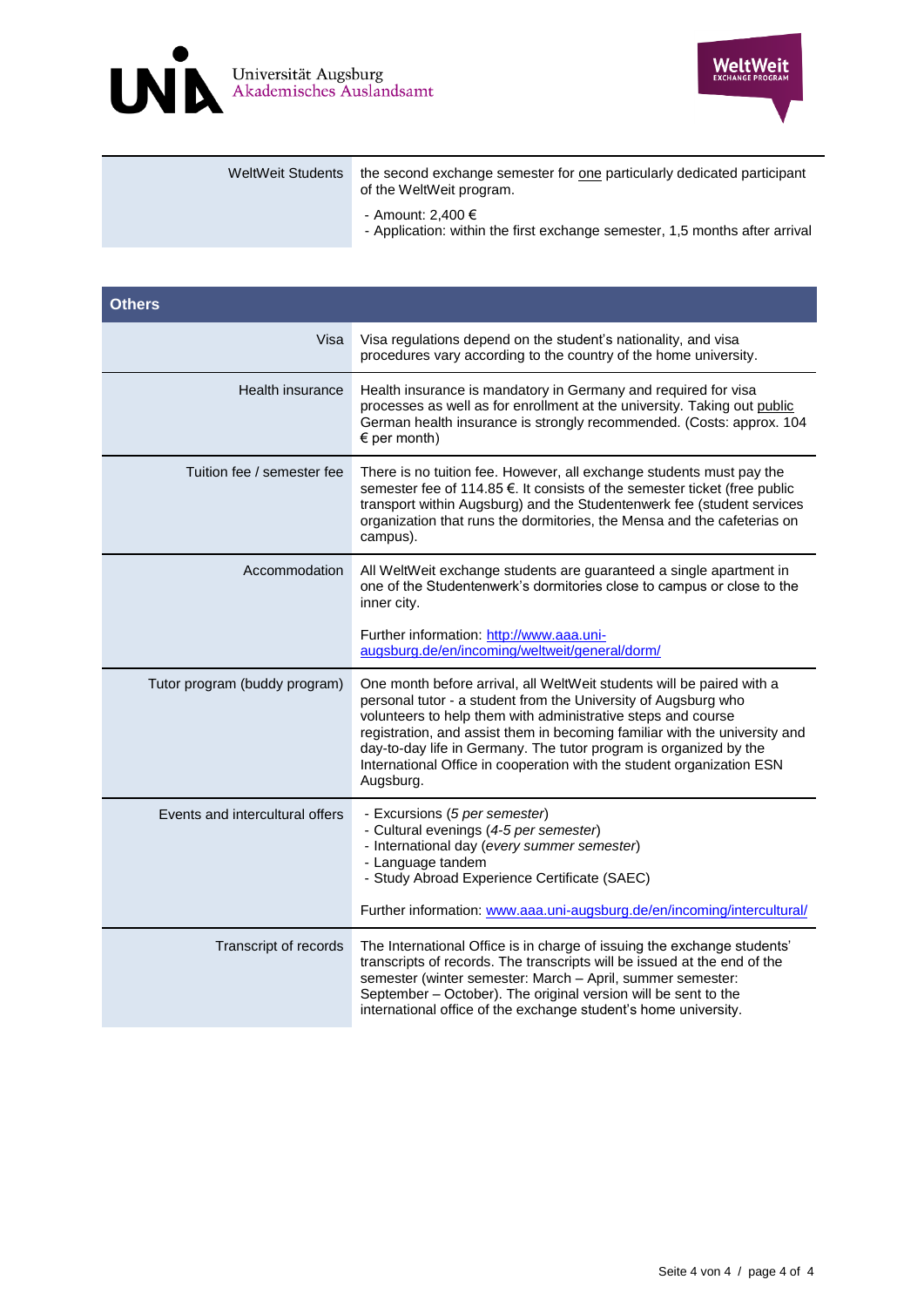| | |
|---|---|
| WeltWeit Students | the second exchange semester for <u>one</u> particularly dedicated participant of the WeltWeit program.<br>- Amount: 2,400 €<br>- Application: within the first exchange semester, 1,5 months after arrival |

| Others | |
|---|---|
| Visa | Visa regulations depend on the student's nationality, and visa procedures vary according to the country of the home university. |
| Health insurance | Health insurance is mandatory in Germany and required for visa processes as well as for enrollment at the university. Taking out <u>public</u> German health insurance is strongly recommended. (Costs: approx. 104 € per month) |
| Tuition fee / semester fee | There is no tuition fee. However, all exchange students must pay the semester fee of 114.85 €. It consists of the semester ticket (free public transport within Augsburg) and the Studentenwerk fee (student services organization that runs the dormitories, the Mensa and the cafeterias on campus). |
| Accommodation | All WeltWeit exchange students are guaranteed a single apartment in one of the Studentenwerk's dormitories close to campus or close to the inner city.<br><br>Further information: [http://www.aaa.uni-augsburg.de/en/incoming/weltweit/general/dorm/](http://www.aaa.uni-augsburg.de/en/incoming/weltweit/general/dorm/) |
| Tutor program (buddy program) | One month before arrival, all WeltWeit students will be paired with a personal tutor - a student from the University of Augsburg who volunteers to help them with administrative steps and course registration, and assist them in becoming familiar with the university and day-to-day life in Germany. The tutor program is organized by the International Office in cooperation with the student organization ESN Augsburg. |
| Events and intercultural offers | - Excursions (*5 per semester*)<br>- Cultural evenings (*4-5 per semester*)<br>- International day (*every summer semester*)<br>- Language tandem<br>- Study Abroad Experience Certificate (SAEC)<br><br>Further information: [www.aaa.uni-augsburg.de/en/incoming/intercultural/](www.aaa.uni-augsburg.de/en/incoming/intercultural/) |
| Transcript of records | The International Office is in charge of issuing the exchange students' transcripts of records. The transcripts will be issued at the end of the semester (winter semester: March – April, summer semester: September – October). The original version will be sent to the international office of the exchange student's home university. |